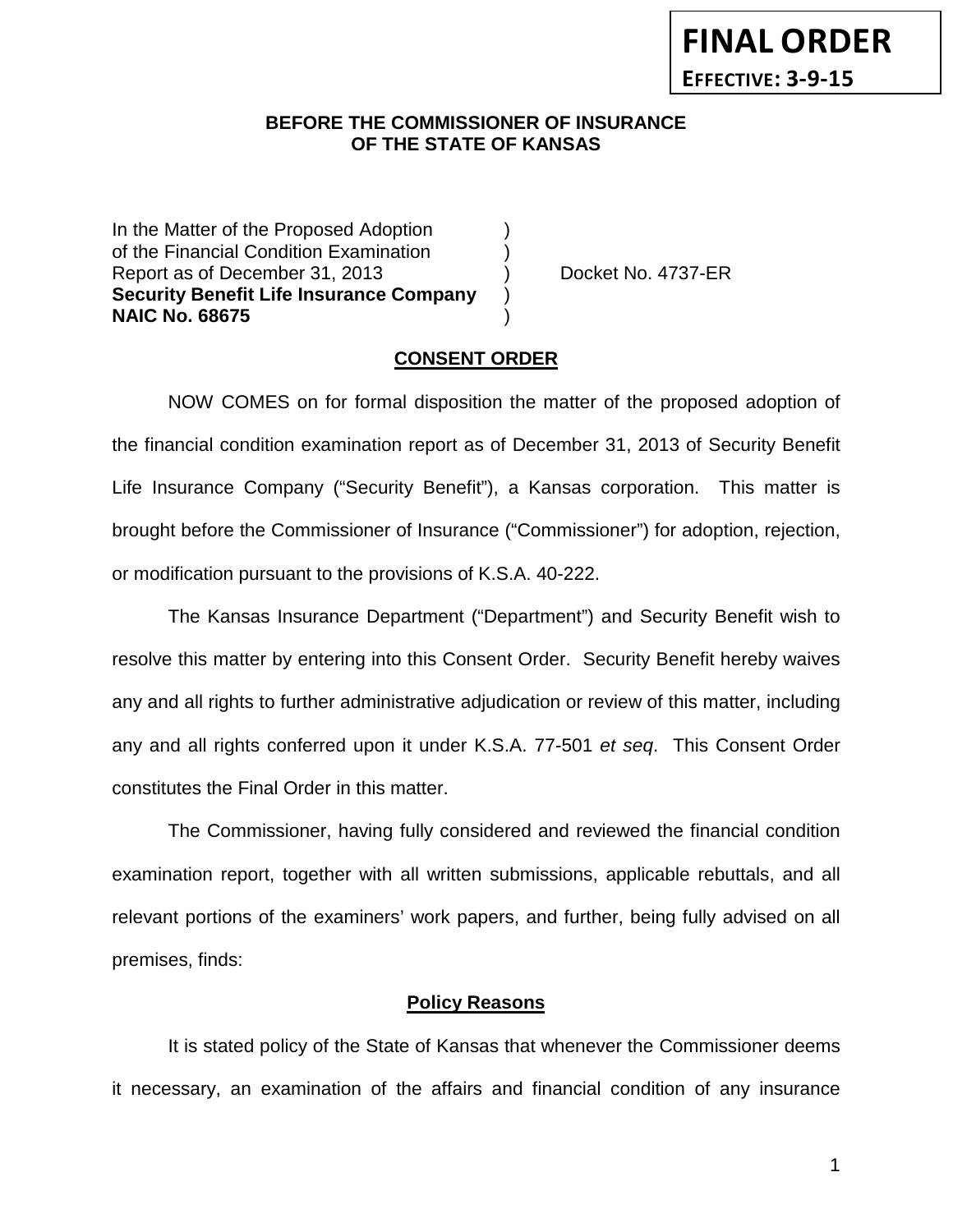**FINAL ORDER**

**EFFECTIVE: 3-9-15**

**BEFORE THE COMMISSIONER OF INSURANCE**
**OF THE STATE OF KANSAS**

In the Matter of the Proposed Adoption )
of the Financial Condition Examination )
Report as of December 31, 2013 ) Docket No. 4737-ER
**Security Benefit Life Insurance Company** )
**NAIC No. 68675** )

## CONSENT ORDER

NOW COMES on for formal disposition the matter of the proposed adoption of the financial condition examination report as of December 31, 2013 of Security Benefit Life Insurance Company ("Security Benefit"), a Kansas corporation. This matter is brought before the Commissioner of Insurance ("Commissioner") for adoption, rejection, or modification pursuant to the provisions of K.S.A. 40-222.

The Kansas Insurance Department ("Department") and Security Benefit wish to resolve this matter by entering into this Consent Order. Security Benefit hereby waives any and all rights to further administrative adjudication or review of this matter, including any and all rights conferred upon it under K.S.A. 77-501 *et seq*. This Consent Order constitutes the Final Order in this matter.

The Commissioner, having fully considered and reviewed the financial condition examination report, together with all written submissions, applicable rebuttals, and all relevant portions of the examiners' work papers, and further, being fully advised on all premises, finds:

### Policy Reasons

It is stated policy of the State of Kansas that whenever the Commissioner deems it necessary, an examination of the affairs and financial condition of any insurance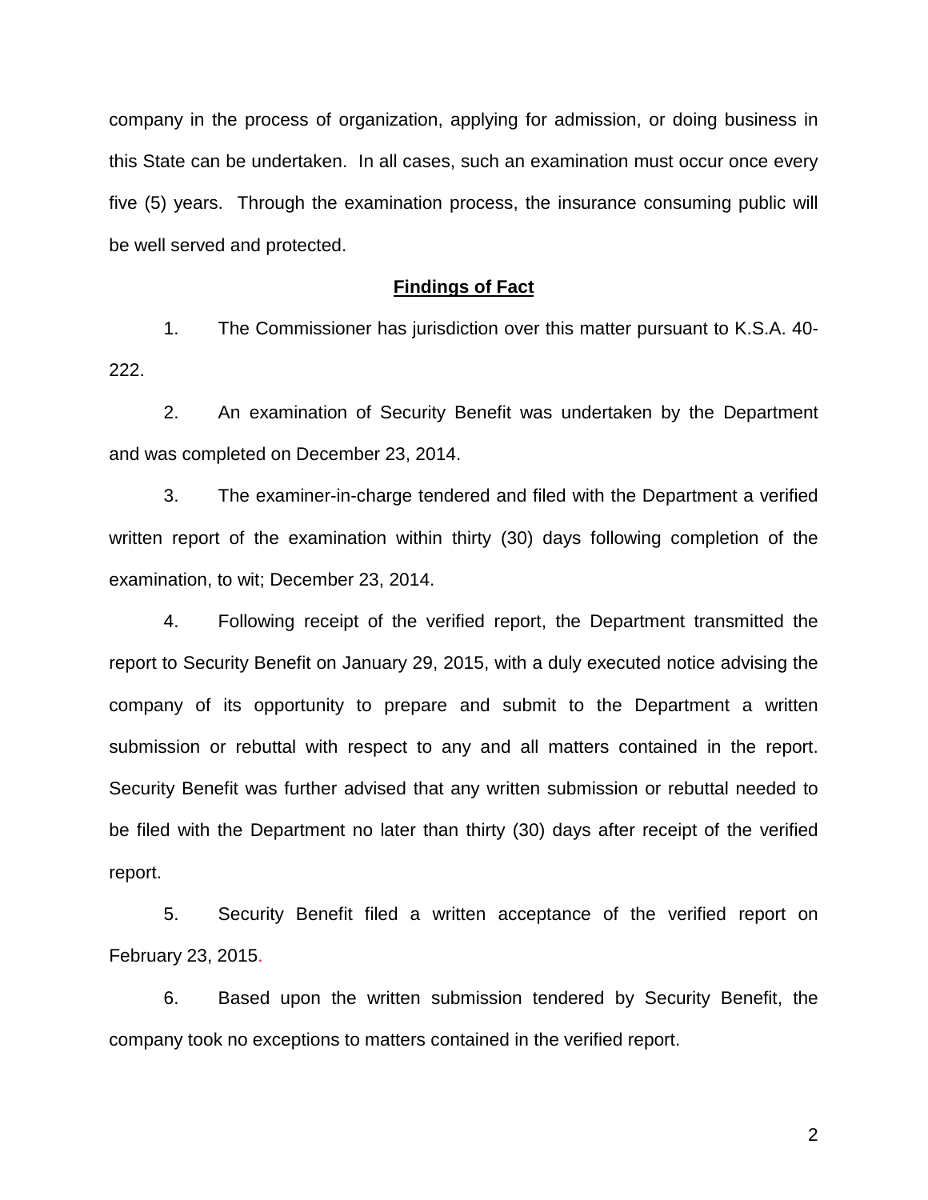company in the process of organization, applying for admission, or doing business in this State can be undertaken. In all cases, such an examination must occur once every five (5) years. Through the examination process, the insurance consuming public will be well served and protected.

**Findings of Fact**

1. The Commissioner has jurisdiction over this matter pursuant to K.S.A. 40-222.

2. An examination of Security Benefit was undertaken by the Department and was completed on December 23, 2014.

3. The examiner-in-charge tendered and filed with the Department a verified written report of the examination within thirty (30) days following completion of the examination, to wit; December 23, 2014.

4. Following receipt of the verified report, the Department transmitted the report to Security Benefit on January 29, 2015, with a duly executed notice advising the company of its opportunity to prepare and submit to the Department a written submission or rebuttal with respect to any and all matters contained in the report. Security Benefit was further advised that any written submission or rebuttal needed to be filed with the Department no later than thirty (30) days after receipt of the verified report.

5. Security Benefit filed a written acceptance of the verified report on February 23, 2015.

6. Based upon the written submission tendered by Security Benefit, the company took no exceptions to matters contained in the verified report.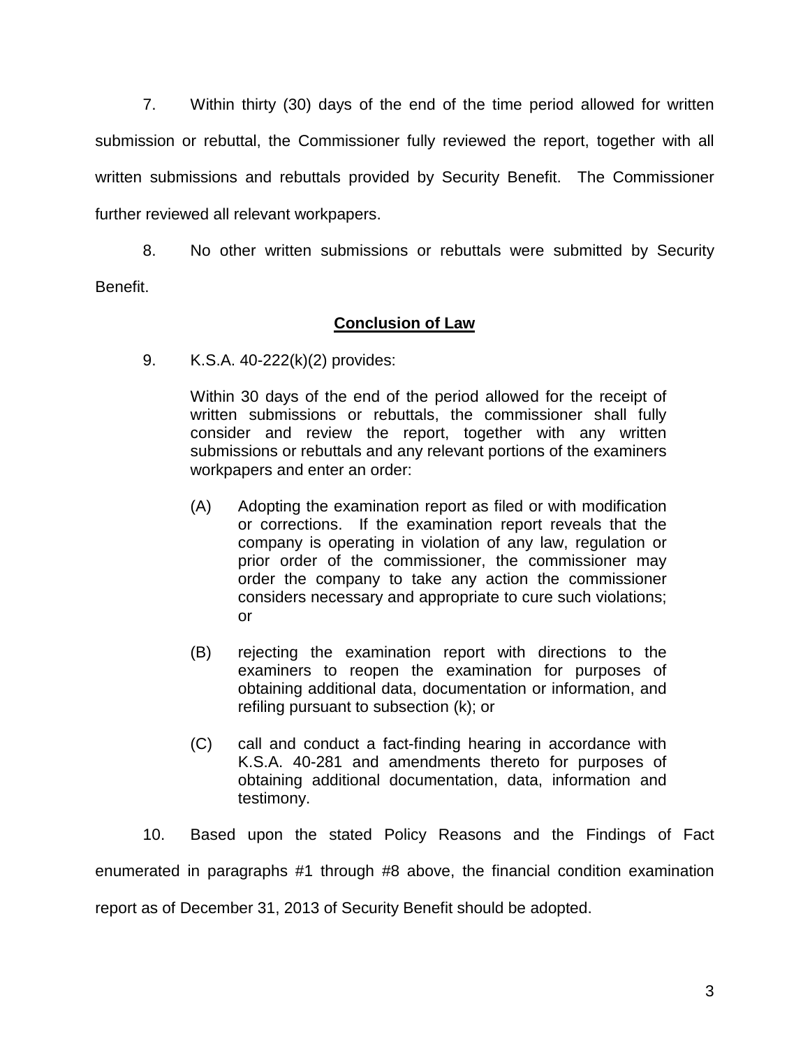7. Within thirty (30) days of the end of the time period allowed for written submission or rebuttal, the Commissioner fully reviewed the report, together with all written submissions and rebuttals provided by Security Benefit. The Commissioner further reviewed all relevant workpapers.

8. No other written submissions or rebuttals were submitted by Security Benefit.

## Conclusion of Law

9. K.S.A. 40-222(k)(2) provides:

> Within 30 days of the end of the period allowed for the receipt of written submissions or rebuttals, the commissioner shall fully consider and review the report, together with any written submissions or rebuttals and any relevant portions of the examiners workpapers and enter an order:
>
> (A) Adopting the examination report as filed or with modification or corrections. If the examination report reveals that the company is operating in violation of any law, regulation or prior order of the commissioner, the commissioner may order the company to take any action the commissioner considers necessary and appropriate to cure such violations; or
>
> (B) rejecting the examination report with directions to the examiners to reopen the examination for purposes of obtaining additional data, documentation or information, and refiling pursuant to subsection (k); or
>
> (C) call and conduct a fact-finding hearing in accordance with K.S.A. 40-281 and amendments thereto for purposes of obtaining additional documentation, data, information and testimony.

10. Based upon the stated Policy Reasons and the Findings of Fact enumerated in paragraphs #1 through #8 above, the financial condition examination report as of December 31, 2013 of Security Benefit should be adopted.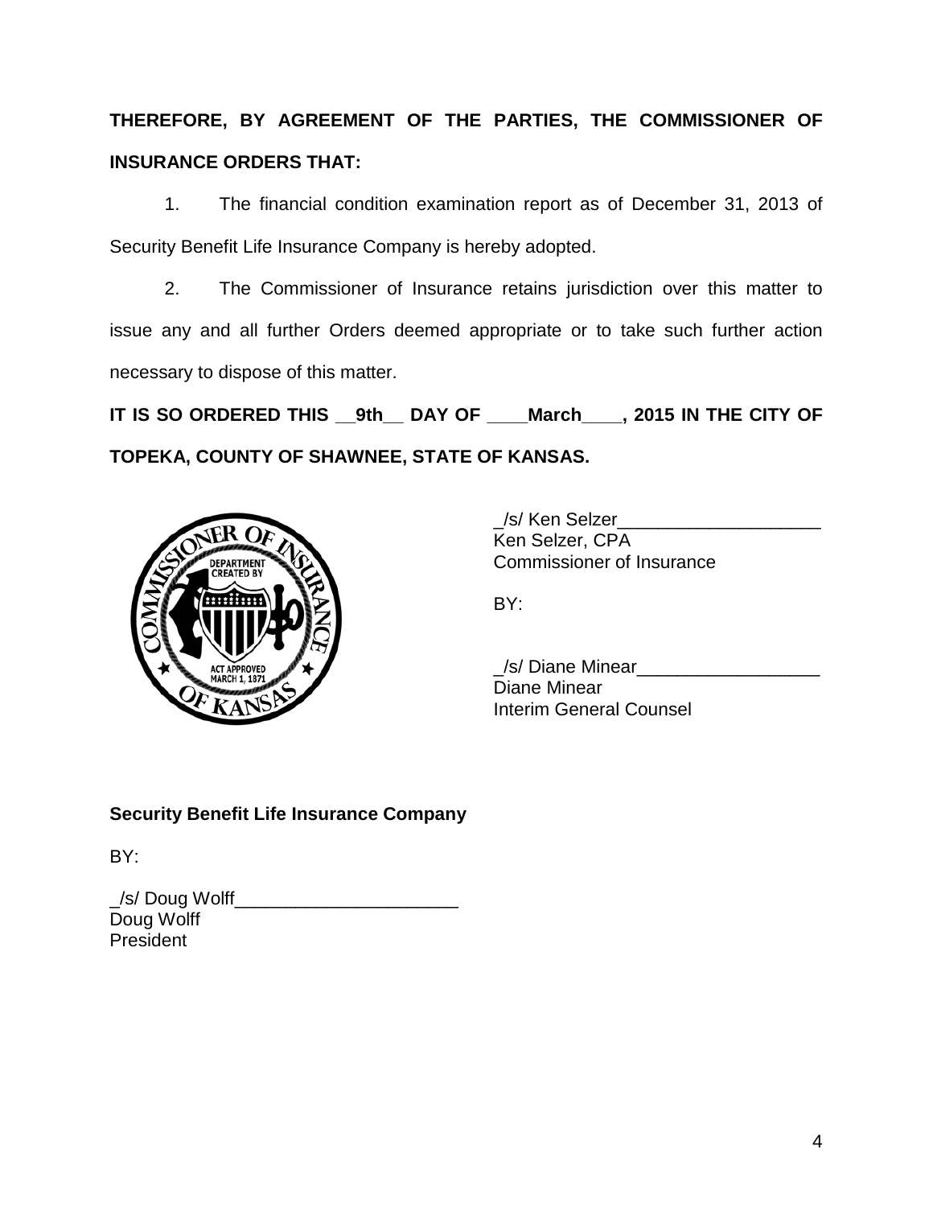**THEREFORE, BY AGREEMENT OF THE PARTIES, THE COMMISSIONER OF INSURANCE ORDERS THAT:**

1. The financial condition examination report as of December 31, 2013 of Security Benefit Life Insurance Company is hereby adopted.

2. The Commissioner of Insurance retains jurisdiction over this matter to issue any and all further Orders deemed appropriate or to take such further action necessary to dispose of this matter.

**IT IS SO ORDERED THIS __9th__ DAY OF ____March____, 2015 IN THE CITY OF TOPEKA, COUNTY OF SHAWNEE, STATE OF KANSAS.**

_/s/ Ken Selzer____________________
Ken Selzer, CPA
Commissioner of Insurance

BY:

_/s/ Diane Minear__________________
Diane Minear
Interim General Counsel

**Security Benefit Life Insurance Company**

BY:

_/s/ Doug Wolff______________________
Doug Wolff
President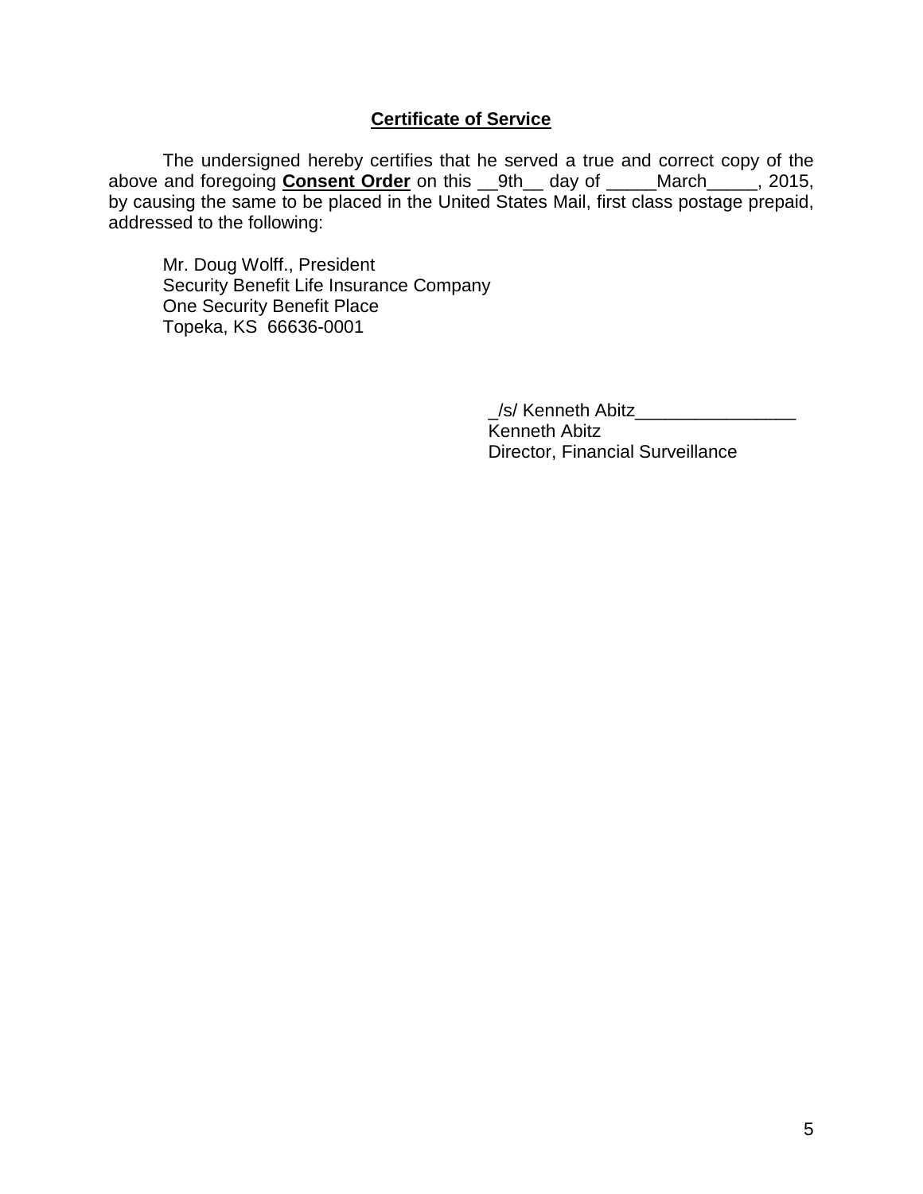**<u>Certificate of Service</u>**

The undersigned hereby certifies that he served a true and correct copy of the above and foregoing **<u>Consent Order</u>** on this __9th__ day of _____March_____, 2015, by causing the same to be placed in the United States Mail, first class postage prepaid, addressed to the following:

Mr. Doug Wolff., President
Security Benefit Life Insurance Company
One Security Benefit Place
Topeka, KS 66636-0001

_/s/ Kenneth Abitz________________
Kenneth Abitz
Director, Financial Surveillance